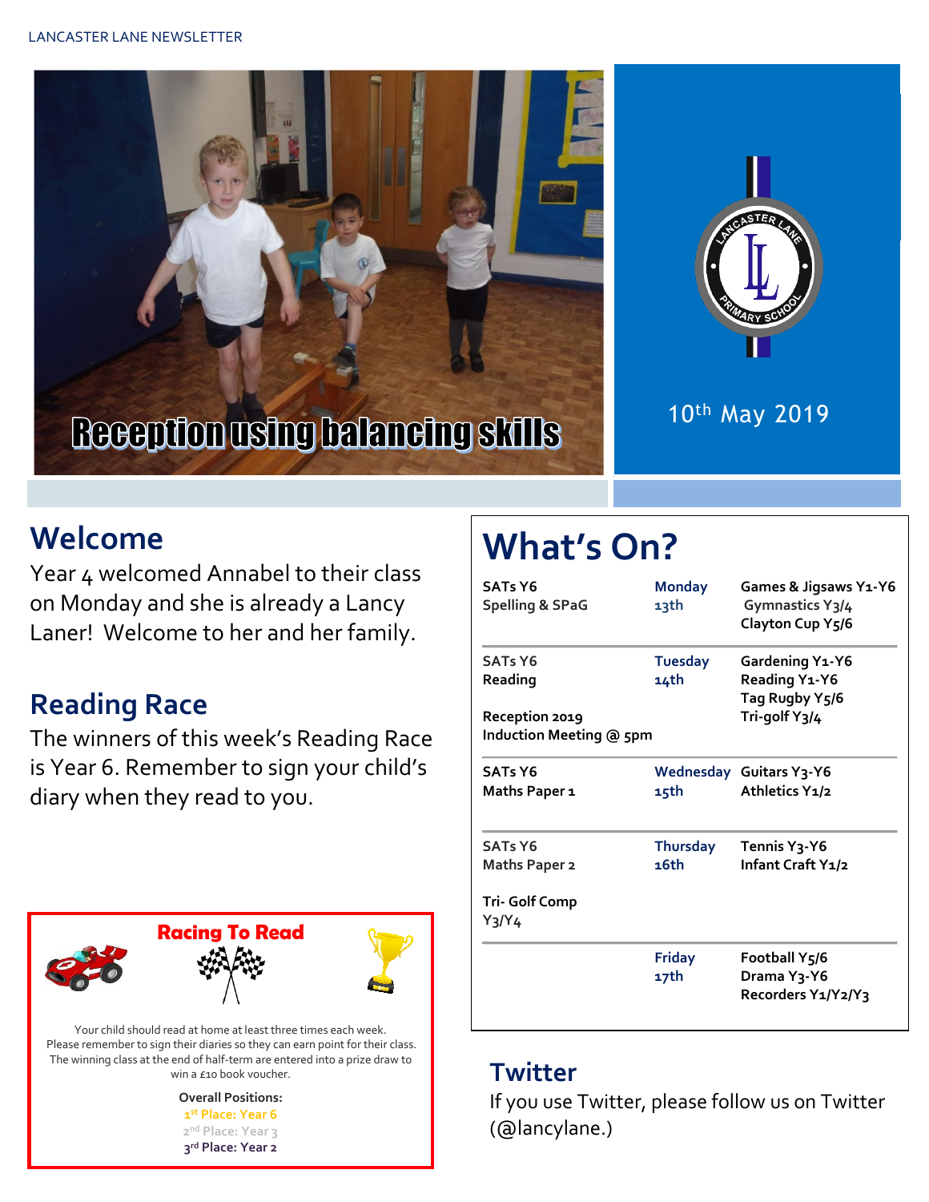LANCASTER LANE NEWSLETTER

Reception using balancing skills

10th May 2019

## Welcome

Year 4 welcomed Annabel to their class on Monday and she is already a Lancy Laner! Welcome to her and her family.

## Reading Race

The winners of this week's Reading Race is Year 6. Remember to sign your child's diary when they read to you.

### Racing To Read

Your child should read at home at least three times each week. Please remember to sign their diaries so they can earn point for their class. The winning class at the end of half-term are entered into a prize draw to win a £10 book voucher.

**Overall Positions:**
1st Place: Year 6
2nd Place: Year 3
3rd Place: Year 2

# What's On?

| | | |
|---|---|---|
| SATs Y6 Spelling & SPaG | Monday 13th | Games & Jigsaws Y1-Y6<br>Gymnastics Y3/4<br>Clayton Cup Y5/6 |
| SATs Y6 Reading<br><br>Reception 2019 Induction Meeting @ 5pm | Tuesday 14th | Gardening Y1-Y6<br>Reading Y1-Y6<br>Tag Rugby Y5/6<br>Tri-golf Y3/4 |
| SATs Y6 Maths Paper 1 | Wednesday 15th | Guitars Y3-Y6<br>Athletics Y1/2 |
| SATs Y6 Maths Paper 2<br><br>Tri- Golf Comp Y3/Y4 | Thursday 16th | Tennis Y3-Y6<br>Infant Craft Y1/2 |
| | Friday 17th | Football Y5/6<br>Drama Y3-Y6<br>Recorders Y1/Y2/Y3 |

## Twitter

If you use Twitter, please follow us on Twitter (@lancylane.)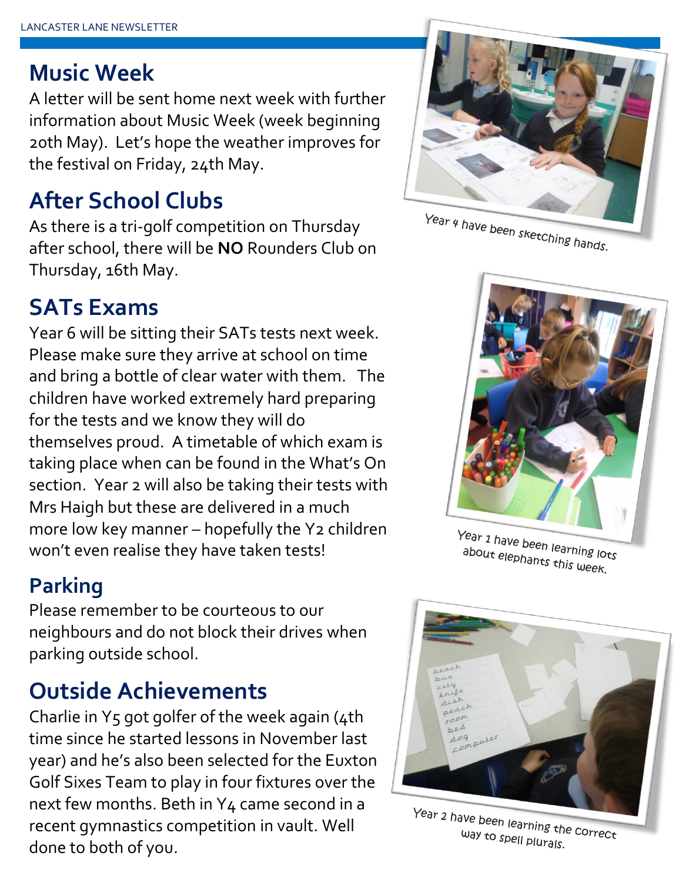## Music Week

A letter will be sent home next week with further information about Music Week (week beginning 20th May). Let's hope the weather improves for the festival on Friday, 24th May.

## After School Clubs

As there is a tri-golf competition on Thursday after school, there will be **NO** Rounders Club on Thursday, 16th May.

## SATs Exams

Year 6 will be sitting their SATs tests next week. Please make sure they arrive at school on time and bring a bottle of clear water with them. The children have worked extremely hard preparing for the tests and we know they will do themselves proud. A timetable of which exam is taking place when can be found in the What's On section. Year 2 will also be taking their tests with Mrs Haigh but these are delivered in a much more low key manner – hopefully the Y2 children won't even realise they have taken tests!

## Parking

Please remember to be courteous to our neighbours and do not block their drives when parking outside school.

## Outside Achievements

Charlie in Y5 got golfer of the week again (4th time since he started lessons in November last year) and he's also been selected for the Euxton Golf Sixes Team to play in four fixtures over the next few months. Beth in Y4 came second in a recent gymnastics competition in vault. Well done to both of you.

Year 4 have been sketching hands.

Year 1 have been learning lots about elephants this week.

Year 2 have been learning the correct way to spell plurals.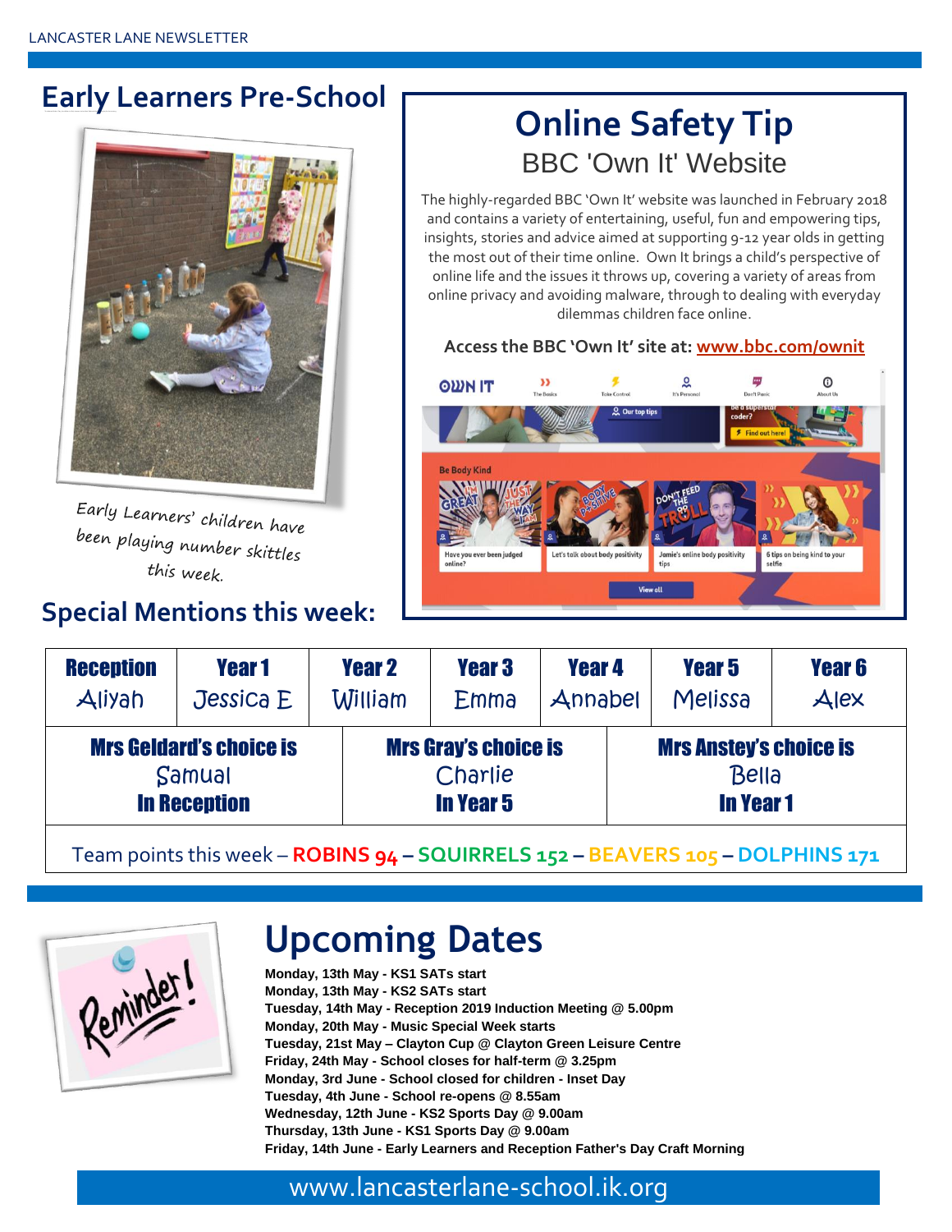## Early Learners Pre-School

Early Learners' children have been playing number skittles this week.

## Online Safety Tip

### BBC 'Own It' Website

The highly-regarded BBC 'Own It' website was launched in February 2018 and contains a variety of entertaining, useful, fun and empowering tips, insights, stories and advice aimed at supporting 9-12 year olds in getting the most out of their time online. Own It brings a child's perspective of online life and the issues it throws up, covering a variety of areas from online privacy and avoiding malware, through to dealing with everyday dilemmas children face online.

**Access the BBC 'Own It' site at: www.bbc.com/ownit**

## Special Mentions this week:

| Reception | Year 1 | Year 2 | Year 3 | Year 4 | Year 5 | Year 6 |
|---|---|---|---|---|---|---|
| Aliyah | Jessica E | William | Emma | Annabel | Melissa | Alex |

| | | |
|---|---|---|
| **Mrs Geldard's choice is** Samual **In Reception** | **Mrs Gray's choice is** Charlie **In Year 5** | **Mrs Anstey's choice is** Bella **In Year 1** |

Team points this week – **ROBINS 94** – **SQUIRRELS 152** – **BEAVERS 105** – **DOLPHINS 171**

## Upcoming Dates

**Monday, 13th May - KS1 SATs start**
**Monday, 13th May - KS2 SATs start**
**Tuesday, 14th May - Reception 2019 Induction Meeting @ 5.00pm**
**Monday, 20th May - Music Special Week starts**
**Tuesday, 21st May – Clayton Cup @ Clayton Green Leisure Centre**
**Friday, 24th May - School closes for half-term @ 3.25pm**
**Monday, 3rd June - School closed for children - Inset Day**
**Tuesday, 4th June - School re-opens @ 8.55am**
**Wednesday, 12th June - KS2 Sports Day @ 9.00am**
**Thursday, 13th June - KS1 Sports Day @ 9.00am**
**Friday, 14th June - Early Learners and Reception Father's Day Craft Morning**

www.lancasterlane-school.ik.org